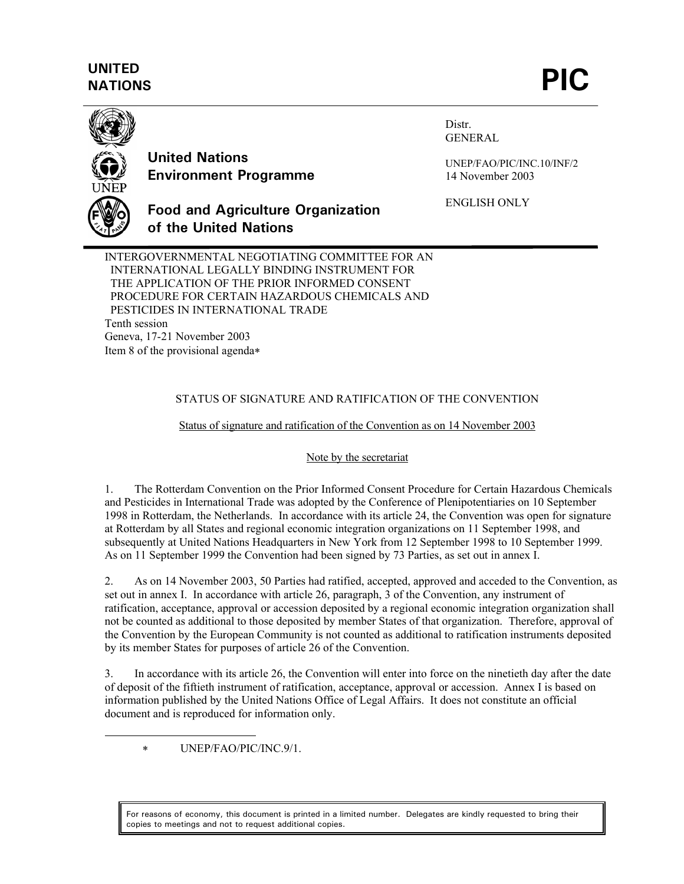**UNITED NATIONS**

# PIC

**United Nations Environment Programme**

**Food and Agriculture Organization of the United Nations**

Distr.
GENERAL

UNEP/FAO/PIC/INC.10/INF/2
14 November 2003

ENGLISH ONLY

INTERGOVERNMENTAL NEGOTIATING COMMITTEE FOR AN INTERNATIONAL LEGALLY BINDING INSTRUMENT FOR THE APPLICATION OF THE PRIOR INFORMED CONSENT PROCEDURE FOR CERTAIN HAZARDOUS CHEMICALS AND PESTICIDES IN INTERNATIONAL TRADE
Tenth session
Geneva, 17-21 November 2003
Item 8 of the provisional agenda*

## STATUS OF SIGNATURE AND RATIFICATION OF THE CONVENTION

Status of signature and ratification of the Convention as on 14 November 2003

Note by the secretariat

1. The Rotterdam Convention on the Prior Informed Consent Procedure for Certain Hazardous Chemicals and Pesticides in International Trade was adopted by the Conference of Plenipotentiaries on 10 September 1998 in Rotterdam, the Netherlands. In accordance with its article 24, the Convention was open for signature at Rotterdam by all States and regional economic integration organizations on 11 September 1998, and subsequently at United Nations Headquarters in New York from 12 September 1998 to 10 September 1999. As on 11 September 1999 the Convention had been signed by 73 Parties, as set out in annex I.

2. As on 14 November 2003, 50 Parties had ratified, accepted, approved and acceded to the Convention, as set out in annex I. In accordance with article 26, paragraph, 3 of the Convention, any instrument of ratification, acceptance, approval or accession deposited by a regional economic integration organization shall not be counted as additional to those deposited by member States of that organization. Therefore, approval of the Convention by the European Community is not counted as additional to ratification instruments deposited by its member States for purposes of article 26 of the Convention.

3. In accordance with its article 26, the Convention will enter into force on the ninetieth day after the date of deposit of the fiftieth instrument of ratification, acceptance, approval or accession. Annex I is based on information published by the United Nations Office of Legal Affairs. It does not constitute an official document and is reproduced for information only.

---

* UNEP/FAO/PIC/INC.9/1.

For reasons of economy, this document is printed in a limited number. Delegates are kindly requested to bring their copies to meetings and not to request additional copies.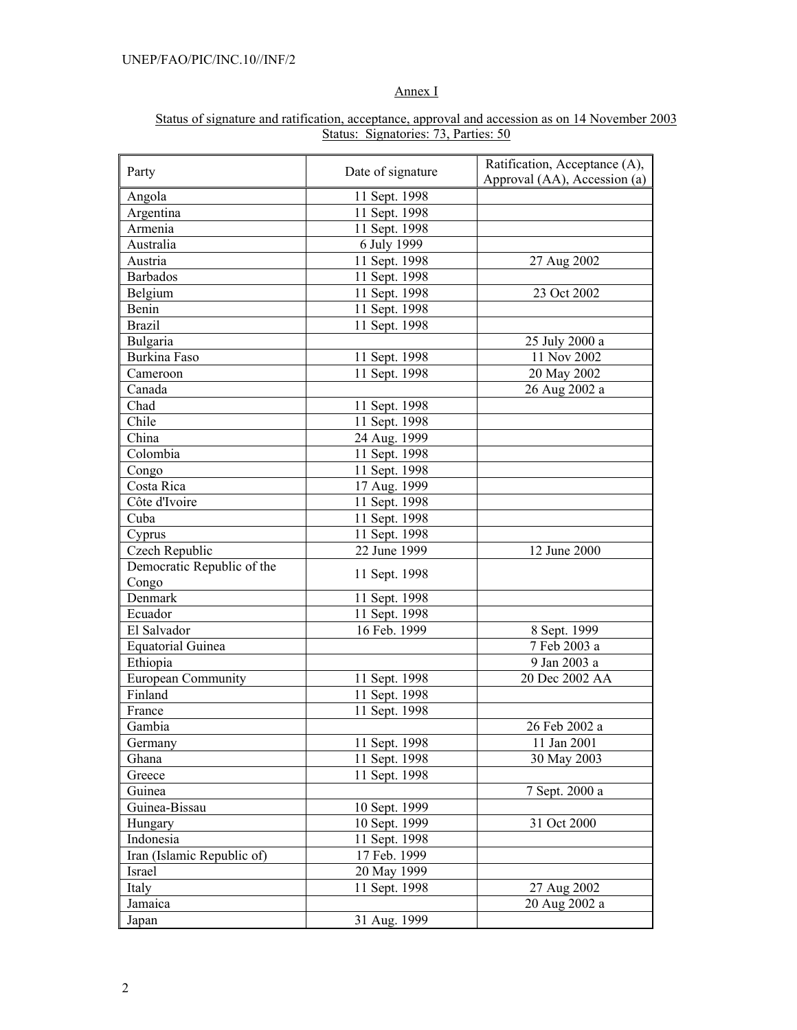## Annex I

Status of signature and ratification, acceptance, approval and accession as on 14 November 2003
Status: Signatories: 73, Parties: 50

| Party | Date of signature | Ratification, Acceptance (A), Approval (AA), Accession (a) |
|---|---|---|
| Angola | 11 Sept. 1998 | |
| Argentina | 11 Sept. 1998 | |
| Armenia | 11 Sept. 1998 | |
| Australia | 6 July 1999 | |
| Austria | 11 Sept. 1998 | 27 Aug 2002 |
| Barbados | 11 Sept. 1998 | |
| Belgium | 11 Sept. 1998 | 23 Oct 2002 |
| Benin | 11 Sept. 1998 | |
| Brazil | 11 Sept. 1998 | |
| Bulgaria | | 25 July 2000 a |
| Burkina Faso | 11 Sept. 1998 | 11 Nov 2002 |
| Cameroon | 11 Sept. 1998 | 20 May 2002 |
| Canada | | 26 Aug 2002 a |
| Chad | 11 Sept. 1998 | |
| Chile | 11 Sept. 1998 | |
| China | 24 Aug. 1999 | |
| Colombia | 11 Sept. 1998 | |
| Congo | 11 Sept. 1998 | |
| Costa Rica | 17 Aug. 1999 | |
| Côte d'Ivoire | 11 Sept. 1998 | |
| Cuba | 11 Sept. 1998 | |
| Cyprus | 11 Sept. 1998 | |
| Czech Republic | 22 June 1999 | 12 June 2000 |
| Democratic Republic of the Congo | 11 Sept. 1998 | |
| Denmark | 11 Sept. 1998 | |
| Ecuador | 11 Sept. 1998 | |
| El Salvador | 16 Feb. 1999 | 8 Sept. 1999 |
| Equatorial Guinea | | 7 Feb 2003 a |
| Ethiopia | | 9 Jan 2003 a |
| European Community | 11 Sept. 1998 | 20 Dec 2002 AA |
| Finland | 11 Sept. 1998 | |
| France | 11 Sept. 1998 | |
| Gambia | | 26 Feb 2002 a |
| Germany | 11 Sept. 1998 | 11 Jan 2001 |
| Ghana | 11 Sept. 1998 | 30 May 2003 |
| Greece | 11 Sept. 1998 | |
| Guinea | | 7 Sept. 2000 a |
| Guinea-Bissau | 10 Sept. 1999 | |
| Hungary | 10 Sept. 1999 | 31 Oct 2000 |
| Indonesia | 11 Sept. 1998 | |
| Iran (Islamic Republic of) | 17 Feb. 1999 | |
| Israel | 20 May 1999 | |
| Italy | 11 Sept. 1998 | 27 Aug 2002 |
| Jamaica | | 20 Aug 2002 a |
| Japan | 31 Aug. 1999 | |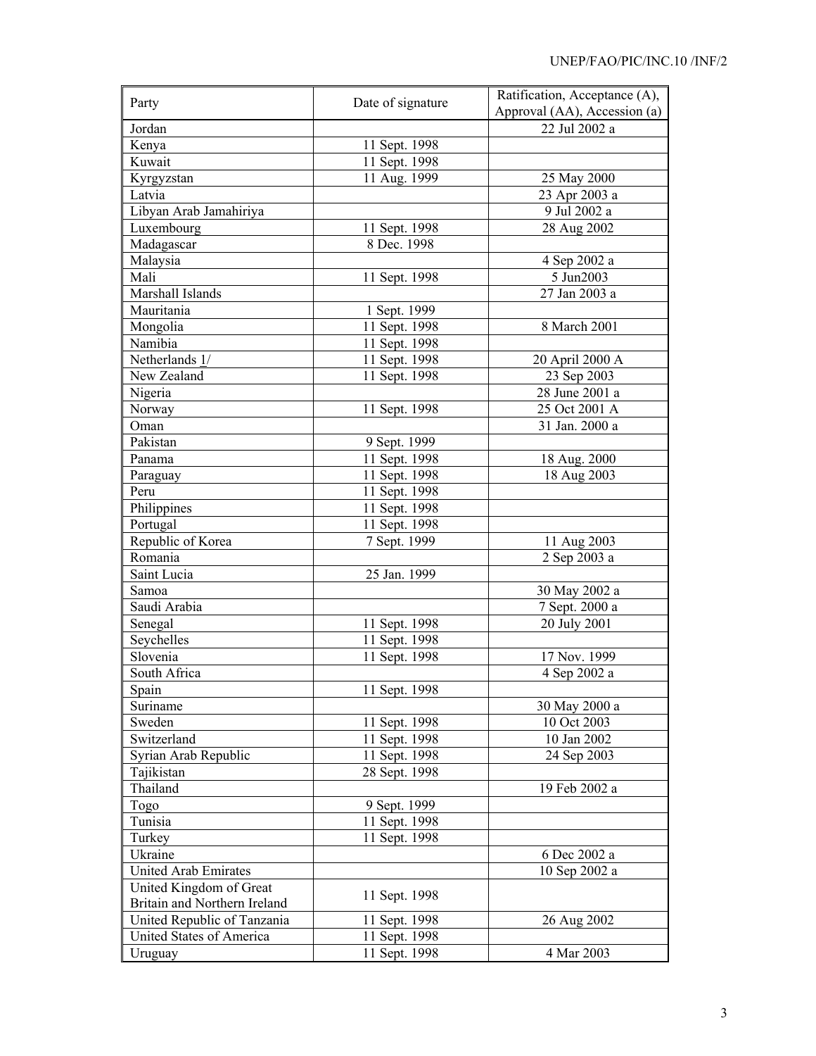| Party | Date of signature | Ratification, Acceptance (A), Approval (AA), Accession (a) |
|---|---|---|
| Jordan | | 22 Jul 2002 a |
| Kenya | 11 Sept. 1998 | |
| Kuwait | 11 Sept. 1998 | |
| Kyrgyzstan | 11 Aug. 1999 | 25 May 2000 |
| Latvia | | 23 Apr 2003 a |
| Libyan Arab Jamahiriya | | 9 Jul 2002 a |
| Luxembourg | 11 Sept. 1998 | 28 Aug 2002 |
| Madagascar | 8 Dec. 1998 | |
| Malaysia | | 4 Sep 2002 a |
| Mali | 11 Sept. 1998 | 5 Jun2003 |
| Marshall Islands | | 27 Jan 2003 a |
| Mauritania | 1 Sept. 1999 | |
| Mongolia | 11 Sept. 1998 | 8 March 2001 |
| Namibia | 11 Sept. 1998 | |
| Netherlands 1/ | 11 Sept. 1998 | 20 April 2000 A |
| New Zealand | 11 Sept. 1998 | 23 Sep 2003 |
| Nigeria | | 28 June 2001 a |
| Norway | 11 Sept. 1998 | 25 Oct 2001 A |
| Oman | | 31 Jan. 2000 a |
| Pakistan | 9 Sept. 1999 | |
| Panama | 11 Sept. 1998 | 18 Aug. 2000 |
| Paraguay | 11 Sept. 1998 | 18 Aug 2003 |
| Peru | 11 Sept. 1998 | |
| Philippines | 11 Sept. 1998 | |
| Portugal | 11 Sept. 1998 | |
| Republic of Korea | 7 Sept. 1999 | 11 Aug 2003 |
| Romania | | 2 Sep 2003 a |
| Saint Lucia | 25 Jan. 1999 | |
| Samoa | | 30 May 2002 a |
| Saudi Arabia | | 7 Sept. 2000 a |
| Senegal | 11 Sept. 1998 | 20 July 2001 |
| Seychelles | 11 Sept. 1998 | |
| Slovenia | 11 Sept. 1998 | 17 Nov. 1999 |
| South Africa | | 4 Sep 2002 a |
| Spain | 11 Sept. 1998 | |
| Suriname | | 30 May 2000 a |
| Sweden | 11 Sept. 1998 | 10 Oct 2003 |
| Switzerland | 11 Sept. 1998 | 10 Jan 2002 |
| Syrian Arab Republic | 11 Sept. 1998 | 24 Sep 2003 |
| Tajikistan | 28 Sept. 1998 | |
| Thailand | | 19 Feb 2002 a |
| Togo | 9 Sept. 1999 | |
| Tunisia | 11 Sept. 1998 | |
| Turkey | 11 Sept. 1998 | |
| Ukraine | | 6 Dec 2002 a |
| United Arab Emirates | | 10 Sep 2002 a |
| United Kingdom of Great Britain and Northern Ireland | 11 Sept. 1998 | |
| United Republic of Tanzania | 11 Sept. 1998 | 26 Aug 2002 |
| United States of America | 11 Sept. 1998 | |
| Uruguay | 11 Sept. 1998 | 4 Mar 2003 |